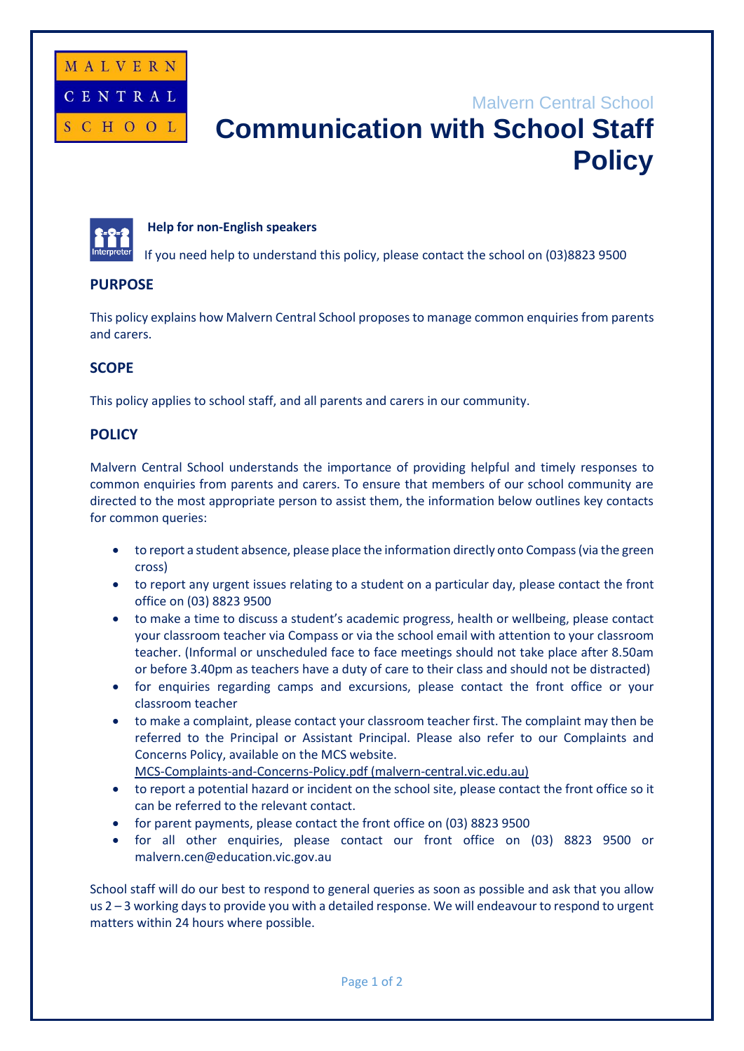Malvern Central School

# Communication with School Staff Policy

**Help for non-English speakers**

If you need help to understand this policy, please contact the school on (03)8823 9500

## PURPOSE

This policy explains how Malvern Central School proposes to manage common enquiries from parents and carers.

## SCOPE

This policy applies to school staff, and all parents and carers in our community.

## POLICY

Malvern Central School understands the importance of providing helpful and timely responses to common enquiries from parents and carers. To ensure that members of our school community are directed to the most appropriate person to assist them, the information below outlines key contacts for common queries:

- to report a student absence, please place the information directly onto Compass (via the green cross)
- to report any urgent issues relating to a student on a particular day, please contact the front office on (03) 8823 9500
- to make a time to discuss a student's academic progress, health or wellbeing, please contact your classroom teacher via Compass or via the school email with attention to your classroom teacher. (Informal or unscheduled face to face meetings should not take place after 8.50am or before 3.40pm as teachers have a duty of care to their class and should not be distracted)
- for enquiries regarding camps and excursions, please contact the front office or your classroom teacher
- to make a complaint, please contact your classroom teacher first. The complaint may then be referred to the Principal or Assistant Principal. Please also refer to our Complaints and Concerns Policy, available on the MCS website. MCS-Complaints-and-Concerns-Policy.pdf (malvern-central.vic.edu.au)
- to report a potential hazard or incident on the school site, please contact the front office so it can be referred to the relevant contact.
- for parent payments, please contact the front office on (03) 8823 9500
- for all other enquiries, please contact our front office on (03) 8823 9500 or malvern.cen@education.vic.gov.au

School staff will do our best to respond to general queries as soon as possible and ask that you allow us 2 – 3 working days to provide you with a detailed response. We will endeavour to respond to urgent matters within 24 hours where possible.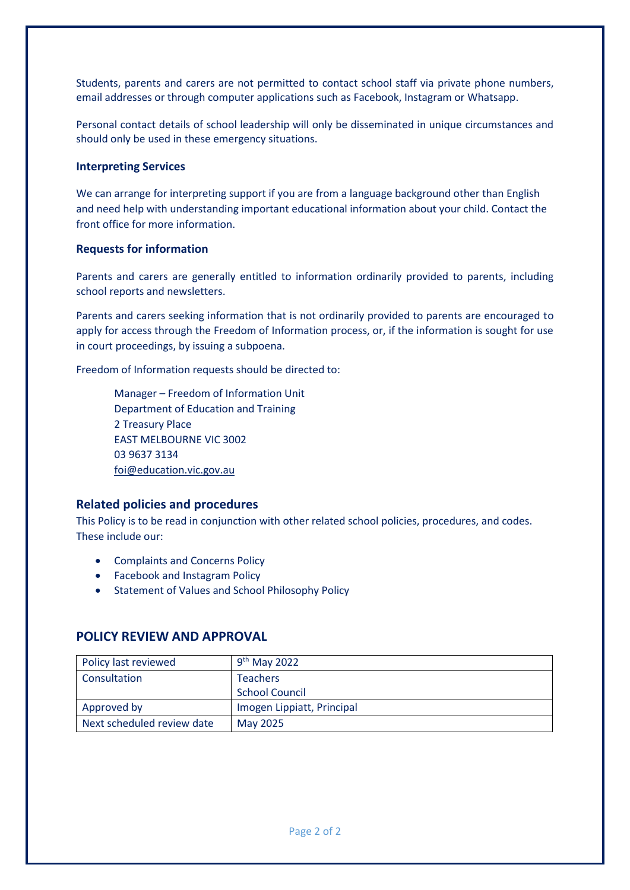Students, parents and carers are not permitted to contact school staff via private phone numbers, email addresses or through computer applications such as Facebook, Instagram or Whatsapp.

Personal contact details of school leadership will only be disseminated in unique circumstances and should only be used in these emergency situations.

### Interpreting Services

We can arrange for interpreting support if you are from a language background other than English and need help with understanding important educational information about your child. Contact the front office for more information.

### Requests for information

Parents and carers are generally entitled to information ordinarily provided to parents, including school reports and newsletters.

Parents and carers seeking information that is not ordinarily provided to parents are encouraged to apply for access through the Freedom of Information process, or, if the information is sought for use in court proceedings, by issuing a subpoena.

Freedom of Information requests should be directed to:

Manager – Freedom of Information Unit
Department of Education and Training
2 Treasury Place
EAST MELBOURNE VIC 3002
03 9637 3134
foi@education.vic.gov.au

## Related policies and procedures

This Policy is to be read in conjunction with other related school policies, procedures, and codes. These include our:

- Complaints and Concerns Policy
- Facebook and Instagram Policy
- Statement of Values and School Philosophy Policy

## POLICY REVIEW AND APPROVAL

| | |
|---|---|
| Policy last reviewed | 9th May 2022 |
| Consultation | Teachers<br>School Council |
| Approved by | Imogen Lippiatt, Principal |
| Next scheduled review date | May 2025 |